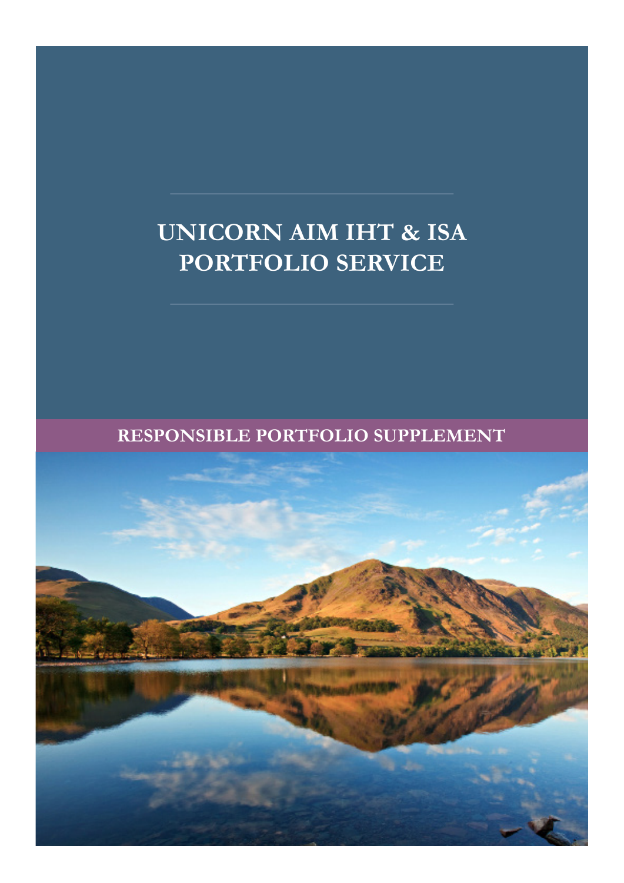# UNICORN AIM IHT & ISA PORTFOLIO SERVICE

## RESPONSIBLE PORTFOLIO SUPPLEMENT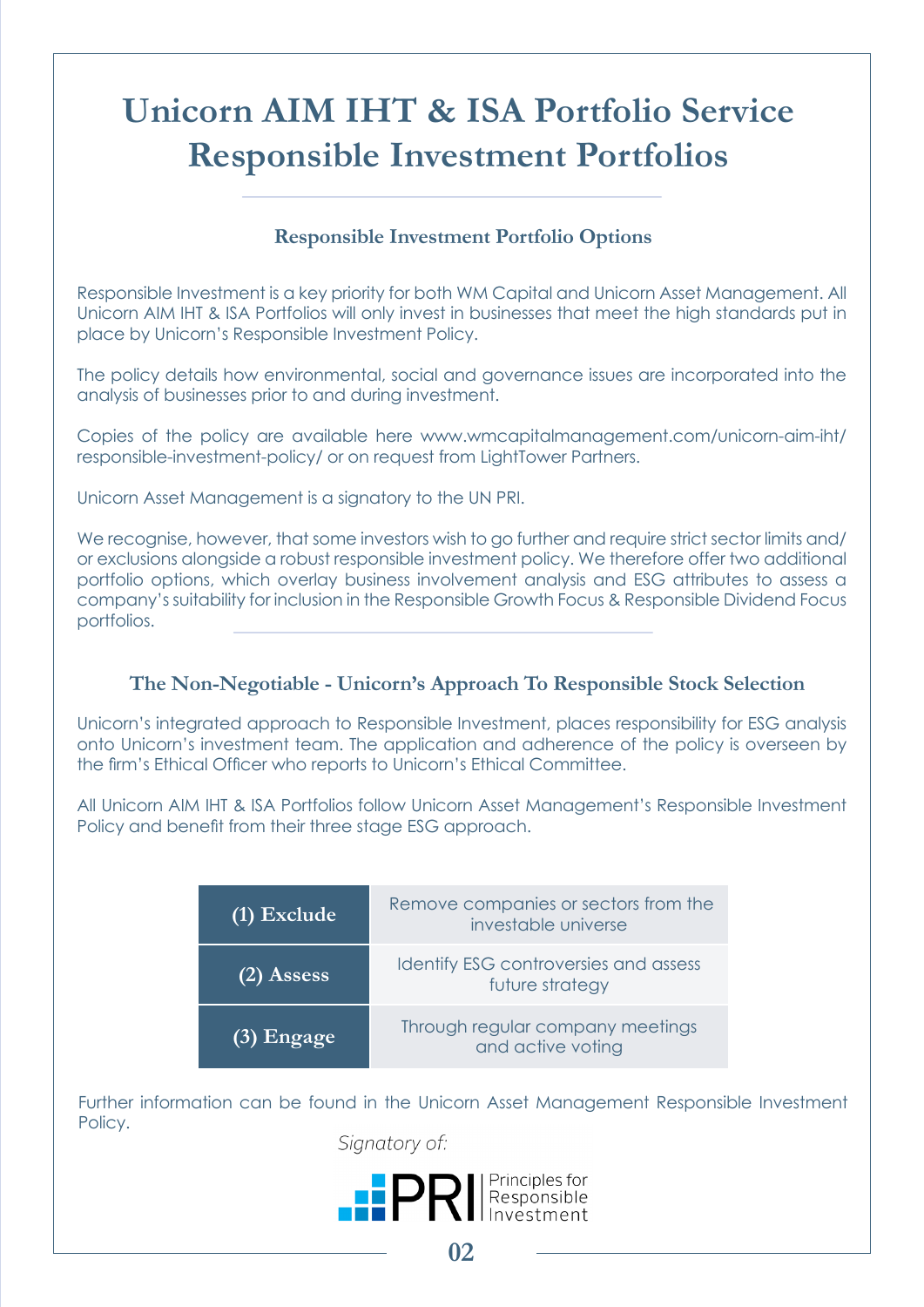# Unicorn AIM IHT & ISA Portfolio Service Responsible Investment Portfolios

## Responsible Investment Portfolio Options

Responsible Investment is a key priority for both WM Capital and Unicorn Asset Management. All Unicorn AIM IHT & ISA Portfolios will only invest in businesses that meet the high standards put in place by Unicorn's Responsible Investment Policy.

The policy details how environmental, social and governance issues are incorporated into the analysis of businesses prior to and during investment.

Copies of the policy are available here www.wmcapitalmanagement.com/unicorn-aim-iht/responsible-investment-policy/ or on request from LightTower Partners.

Unicorn Asset Management is a signatory to the UN PRI.

We recognise, however, that some investors wish to go further and require strict sector limits and/or exclusions alongside a robust responsible investment policy. We therefore offer two additional portfolio options, which overlay business involvement analysis and ESG attributes to assess a company's suitability for inclusion in the Responsible Growth Focus & Responsible Dividend Focus portfolios.

## The Non-Negotiable - Unicorn's Approach To Responsible Stock Selection

Unicorn's integrated approach to Responsible Investment, places responsibility for ESG analysis onto Unicorn's investment team. The application and adherence of the policy is overseen by the firm's Ethical Officer who reports to Unicorn's Ethical Committee.

All Unicorn AIM IHT & ISA Portfolios follow Unicorn Asset Management's Responsible Investment Policy and benefit from their three stage ESG approach.

| | |
|---|---|
| **(1) Exclude** | Remove companies or sectors from the investable universe |
| **(2) Assess** | Identify ESG controversies and assess future strategy |
| **(3) Engage** | Through regular company meetings and active voting |

Further information can be found in the Unicorn Asset Management Responsible Investment Policy.

*Signatory of:*

PRI Principles for Responsible Investment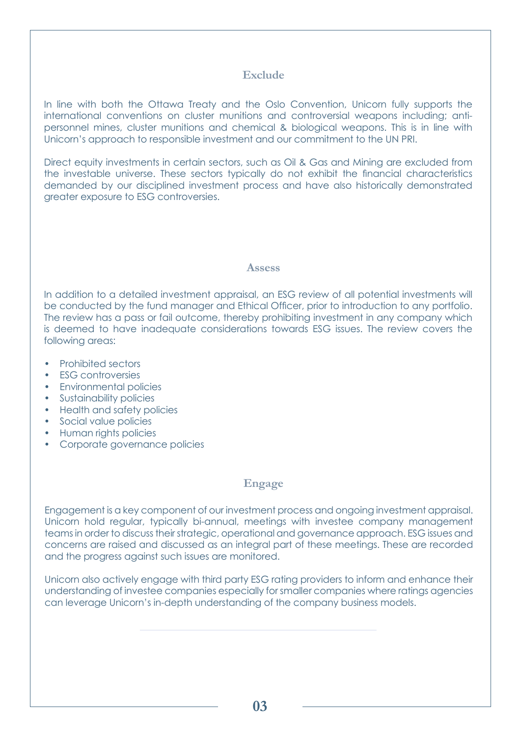## Exclude

In line with both the Ottawa Treaty and the Oslo Convention, Unicorn fully supports the international conventions on cluster munitions and controversial weapons including; anti-personnel mines, cluster munitions and chemical & biological weapons. This is in line with Unicorn's approach to responsible investment and our commitment to the UN PRI.

Direct equity investments in certain sectors, such as Oil & Gas and Mining are excluded from the investable universe. These sectors typically do not exhibit the financial characteristics demanded by our disciplined investment process and have also historically demonstrated greater exposure to ESG controversies.

## Assess

In addition to a detailed investment appraisal, an ESG review of all potential investments will be conducted by the fund manager and Ethical Officer, prior to introduction to any portfolio. The review has a pass or fail outcome, thereby prohibiting investment in any company which is deemed to have inadequate considerations towards ESG issues. The review covers the following areas:

- Prohibited sectors
- ESG controversies
- Environmental policies
- Sustainability policies
- Health and safety policies
- Social value policies
- Human rights policies
- Corporate governance policies

## Engage

Engagement is a key component of our investment process and ongoing investment appraisal. Unicorn hold regular, typically bi-annual, meetings with investee company management teams in order to discuss their strategic, operational and governance approach. ESG issues and concerns are raised and discussed as an integral part of these meetings. These are recorded and the progress against such issues are monitored.

Unicorn also actively engage with third party ESG rating providers to inform and enhance their understanding of investee companies especially for smaller companies where ratings agencies can leverage Unicorn's in-depth understanding of the company business models.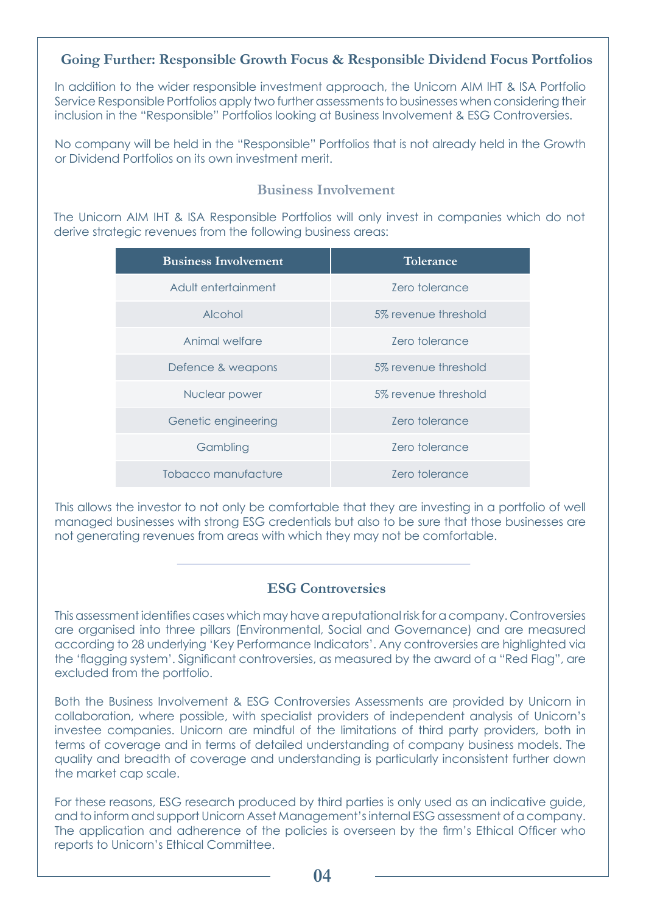## Going Further: Responsible Growth Focus & Responsible Dividend Focus Portfolios

In addition to the wider responsible investment approach, the Unicorn AIM IHT & ISA Portfolio Service Responsible Portfolios apply two further assessments to businesses when considering their inclusion in the "Responsible" Portfolios looking at Business Involvement & ESG Controversies.

No company will be held in the "Responsible" Portfolios that is not already held in the Growth or Dividend Portfolios on its own investment merit.

### Business Involvement

The Unicorn AIM IHT & ISA Responsible Portfolios will only invest in companies which do not derive strategic revenues from the following business areas:

| Business Involvement | Tolerance |
|---|---|
| Adult entertainment | Zero tolerance |
| Alcohol | 5% revenue threshold |
| Animal welfare | Zero tolerance |
| Defence & weapons | 5% revenue threshold |
| Nuclear power | 5% revenue threshold |
| Genetic engineering | Zero tolerance |
| Gambling | Zero tolerance |
| Tobacco manufacture | Zero tolerance |

This allows the investor to not only be comfortable that they are investing in a portfolio of well managed businesses with strong ESG credentials but also to be sure that those businesses are not generating revenues from areas with which they may not be comfortable.

### ESG Controversies

This assessment identifies cases which may have a reputational risk for a company. Controversies are organised into three pillars (Environmental, Social and Governance) and are measured according to 28 underlying 'Key Performance Indicators'. Any controversies are highlighted via the 'flagging system'. Significant controversies, as measured by the award of a "Red Flag", are excluded from the portfolio.

Both the Business Involvement & ESG Controversies Assessments are provided by Unicorn in collaboration, where possible, with specialist providers of independent analysis of Unicorn's investee companies. Unicorn are mindful of the limitations of third party providers, both in terms of coverage and in terms of detailed understanding of company business models. The quality and breadth of coverage and understanding is particularly inconsistent further down the market cap scale.

For these reasons, ESG research produced by third parties is only used as an indicative guide, and to inform and support Unicorn Asset Management's internal ESG assessment of a company. The application and adherence of the policies is overseen by the firm's Ethical Officer who reports to Unicorn's Ethical Committee.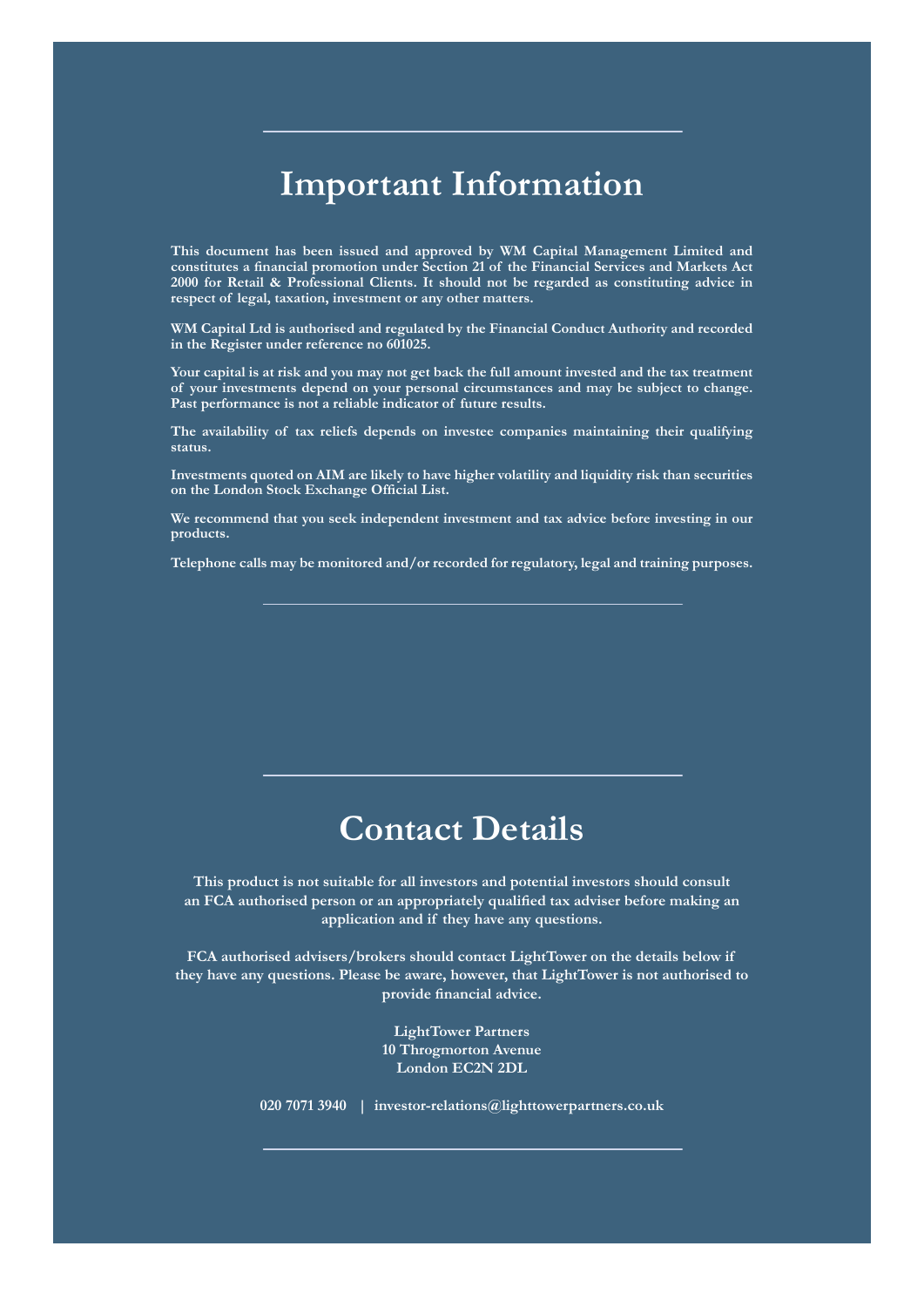# Important Information

**This document has been issued and approved by WM Capital Management Limited and constitutes a financial promotion under Section 21 of the Financial Services and Markets Act 2000 for Retail & Professional Clients. It should not be regarded as constituting advice in respect of legal, taxation, investment or any other matters.**

**WM Capital Ltd is authorised and regulated by the Financial Conduct Authority and recorded in the Register under reference no 601025.**

**Your capital is at risk and you may not get back the full amount invested and the tax treatment of your investments depend on your personal circumstances and may be subject to change. Past performance is not a reliable indicator of future results.**

**The availability of tax reliefs depends on investee companies maintaining their qualifying status.**

**Investments quoted on AIM are likely to have higher volatility and liquidity risk than securities on the London Stock Exchange Official List.**

**We recommend that you seek independent investment and tax advice before investing in our products.**

**Telephone calls may be monitored and/or recorded for regulatory, legal and training purposes.**

# Contact Details

**This product is not suitable for all investors and potential investors should consult an FCA authorised person or an appropriately qualified tax adviser before making an application and if they have any questions.**

**FCA authorised advisers/brokers should contact LightTower on the details below if they have any questions. Please be aware, however, that LightTower is not authorised to provide financial advice.**

**LightTower Partners**
**10 Throgmorton Avenue**
**London EC2N 2DL**

**020 7071 3940 | investor-relations@lighttowerpartners.co.uk**